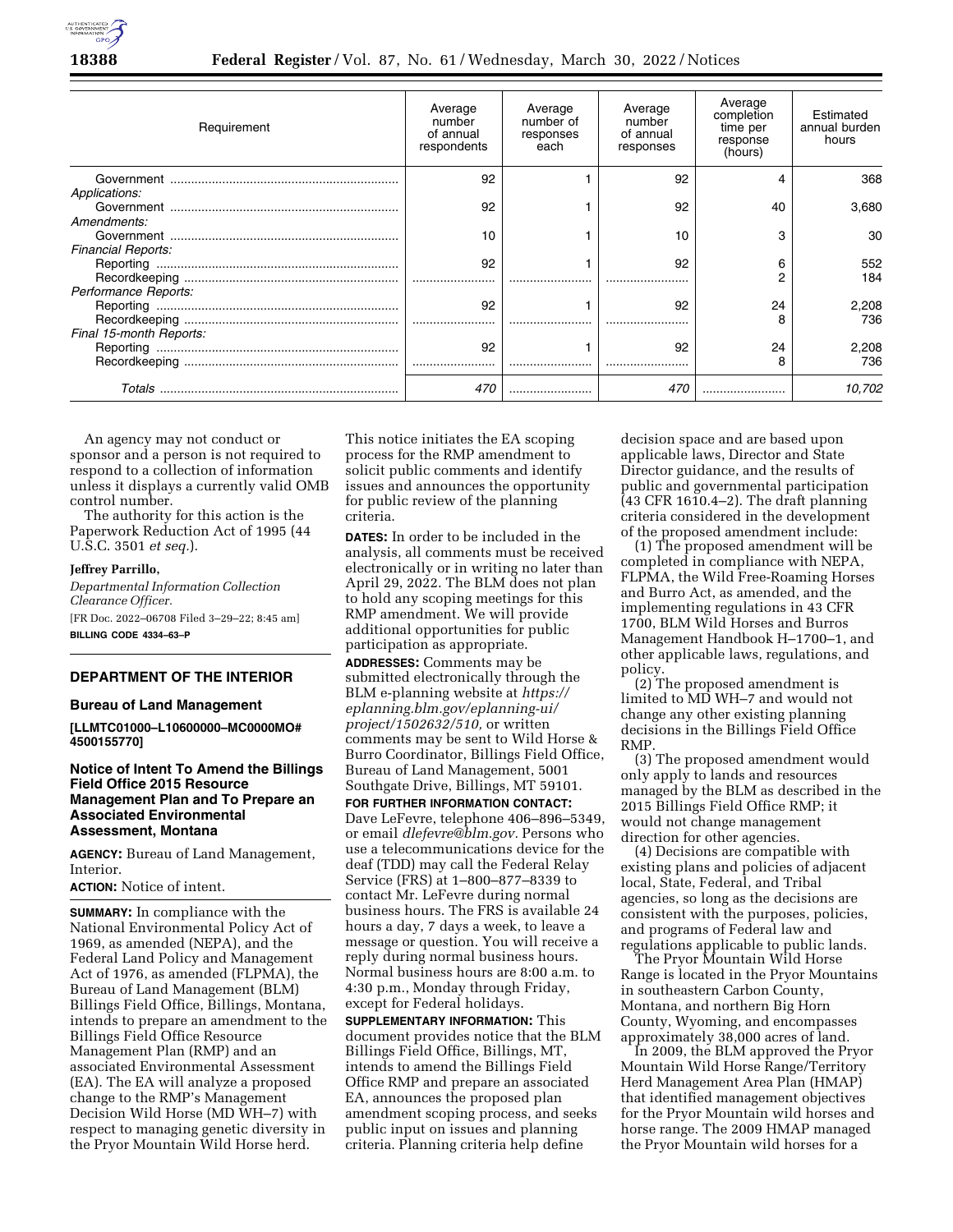| Requirement | Average number of annual respondents | Average number of responses each | Average number of annual responses | Average completion time per response (hours) | Estimated annual burden hours |
|---|---|---|---|---|---|
| Government | 92 | 1 | 92 | 4 | 368 |
| *Applications:* | | | | | |
| Government | 92 | 1 | 92 | 40 | 3,680 |
| *Amendments:* | | | | | |
| Government | 10 | 1 | 10 | 3 | 30 |
| *Financial Reports:* | | | | | |
| Reporting | 92 | 1 | 92 | 6 | 552 |
| Recordkeeping | | | | 2 | 184 |
| *Performance Reports:* | | | | | |
| Reporting | 92 | 1 | 92 | 24 | 2,208 |
| Recordkeeping | | | | 8 | 736 |
| *Final 15-month Reports:* | | | | | |
| Reporting | 92 | 1 | 92 | 24 | 2,208 |
| Recordkeeping | | | | 8 | 736 |
| *Totals* | *470* | | *470* | | *10,702* |

An agency may not conduct or sponsor and a person is not required to respond to a collection of information unless it displays a currently valid OMB control number.

The authority for this action is the Paperwork Reduction Act of 1995 (44 U.S.C. 3501 *et seq.*).

**Jeffrey Parrillo,**

*Departmental Information Collection Clearance Officer.*

[FR Doc. 2022–06708 Filed 3–29–22; 8:45 am]

**BILLING CODE 4334–63–P**

## DEPARTMENT OF THE INTERIOR

### Bureau of Land Management

**[LLMTC01000–L10600000–MC0000MO# 4500155770]**

### Notice of Intent To Amend the Billings Field Office 2015 Resource Management Plan and To Prepare an Associated Environmental Assessment, Montana

**AGENCY:** Bureau of Land Management, Interior.

**ACTION:** Notice of intent.

**SUMMARY:** In compliance with the National Environmental Policy Act of 1969, as amended (NEPA), and the Federal Land Policy and Management Act of 1976, as amended (FLPMA), the Bureau of Land Management (BLM) Billings Field Office, Billings, Montana, intends to prepare an amendment to the Billings Field Office Resource Management Plan (RMP) and an associated Environmental Assessment (EA). The EA will analyze a proposed change to the RMP's Management Decision Wild Horse (MD WH–7) with respect to managing genetic diversity in the Pryor Mountain Wild Horse herd. This notice initiates the EA scoping process for the RMP amendment to solicit public comments and identify issues and announces the opportunity for public review of the planning criteria.

**DATES:** In order to be included in the analysis, all comments must be received electronically or in writing no later than April 29, 2022. The BLM does not plan to hold any scoping meetings for this RMP amendment. We will provide additional opportunities for public participation as appropriate.

**ADDRESSES:** Comments may be submitted electronically through the BLM e-planning website at *https://eplanning.blm.gov/eplanning-ui/project/1502632/510,* or written comments may be sent to Wild Horse & Burro Coordinator, Billings Field Office, Bureau of Land Management, 5001 Southgate Drive, Billings, MT 59101.

**FOR FURTHER INFORMATION CONTACT:** Dave LeFevre, telephone 406–896–5349, or email *dlefevre@blm.gov.* Persons who use a telecommunications device for the deaf (TDD) may call the Federal Relay Service (FRS) at 1–800–877–8339 to contact Mr. LeFevre during normal business hours. The FRS is available 24 hours a day, 7 days a week, to leave a message or question. You will receive a reply during normal business hours. Normal business hours are 8:00 a.m. to 4:30 p.m., Monday through Friday, except for Federal holidays.

**SUPPLEMENTARY INFORMATION:** This document provides notice that the BLM Billings Field Office, Billings, MT, intends to amend the Billings Field Office RMP and prepare an associated EA, announces the proposed plan amendment scoping process, and seeks public input on issues and planning criteria. Planning criteria help define decision space and are based upon applicable laws, Director and State Director guidance, and the results of public and governmental participation (43 CFR 1610.4–2). The draft planning criteria considered in the development of the proposed amendment include:

(1) The proposed amendment will be completed in compliance with NEPA, FLPMA, the Wild Free-Roaming Horses and Burro Act, as amended, and the implementing regulations in 43 CFR 1700, BLM Wild Horses and Burros Management Handbook H–1700–1, and other applicable laws, regulations, and policy.

(2) The proposed amendment is limited to MD WH–7 and would not change any other existing planning decisions in the Billings Field Office RMP.

(3) The proposed amendment would only apply to lands and resources managed by the BLM as described in the 2015 Billings Field Office RMP; it would not change management direction for other agencies.

(4) Decisions are compatible with existing plans and policies of adjacent local, State, Federal, and Tribal agencies, so long as the decisions are consistent with the purposes, policies, and programs of Federal law and regulations applicable to public lands.

The Pryor Mountain Wild Horse Range is located in the Pryor Mountains in southeastern Carbon County, Montana, and northern Big Horn County, Wyoming, and encompasses approximately 38,000 acres of land.

In 2009, the BLM approved the Pryor Mountain Wild Horse Range/Territory Herd Management Area Plan (HMAP) that identified management objectives for the Pryor Mountain wild horses and horse range. The 2009 HMAP managed the Pryor Mountain wild horses for a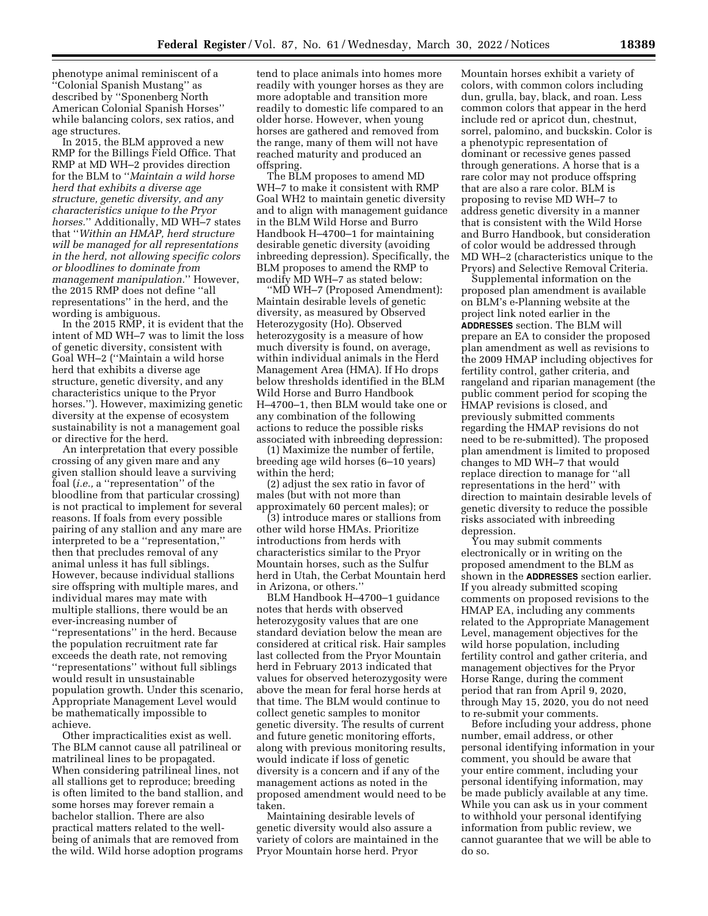phenotype animal reminiscent of a ''Colonial Spanish Mustang'' as described by ''Sponenberg North American Colonial Spanish Horses'' while balancing colors, sex ratios, and age structures.

In 2015, the BLM approved a new RMP for the Billings Field Office. That RMP at MD WH–2 provides direction for the BLM to ''*Maintain a wild horse herd that exhibits a diverse age structure, genetic diversity, and any characteristics unique to the Pryor horses.*'' Additionally, MD WH–7 states that ''*Within an HMAP, herd structure will be managed for all representations in the herd, not allowing specific colors or bloodlines to dominate from management manipulation.*'' However, the 2015 RMP does not define ''all representations'' in the herd, and the wording is ambiguous.

In the 2015 RMP, it is evident that the intent of MD WH–7 was to limit the loss of genetic diversity, consistent with Goal WH–2 (''Maintain a wild horse herd that exhibits a diverse age structure, genetic diversity, and any characteristics unique to the Pryor horses.''). However, maximizing genetic diversity at the expense of ecosystem sustainability is not a management goal or directive for the herd.

An interpretation that every possible crossing of any given mare and any given stallion should leave a surviving foal (*i.e.,* a ''representation'' of the bloodline from that particular crossing) is not practical to implement for several reasons. If foals from every possible pairing of any stallion and any mare are interpreted to be a ''representation,'' then that precludes removal of any animal unless it has full siblings. However, because individual stallions sire offspring with multiple mares, and individual mares may mate with multiple stallions, there would be an ever-increasing number of ''representations'' in the herd. Because the population recruitment rate far exceeds the death rate, not removing ''representations'' without full siblings would result in unsustainable population growth. Under this scenario, Appropriate Management Level would be mathematically impossible to achieve.

Other impracticalities exist as well. The BLM cannot cause all patrilineal or matrilineal lines to be propagated. When considering patrilineal lines, not all stallions get to reproduce; breeding is often limited to the band stallion, and some horses may forever remain a bachelor stallion. There are also practical matters related to the well-being of animals that are removed from the wild. Wild horse adoption programs tend to place animals into homes more readily with younger horses as they are more adoptable and transition more readily to domestic life compared to an older horse. However, when young horses are gathered and removed from the range, many of them will not have reached maturity and produced an offspring.

The BLM proposes to amend MD WH–7 to make it consistent with RMP Goal WH2 to maintain genetic diversity and to align with management guidance in the BLM Wild Horse and Burro Handbook H–4700–1 for maintaining desirable genetic diversity (avoiding inbreeding depression). Specifically, the BLM proposes to amend the RMP to modify MD WH–7 as stated below:

''MD WH–7 (Proposed Amendment): Maintain desirable levels of genetic diversity, as measured by Observed Heterozygosity (Ho). Observed heterozygosity is a measure of how much diversity is found, on average, within individual animals in the Herd Management Area (HMA). If Ho drops below thresholds identified in the BLM Wild Horse and Burro Handbook H–4700–1, then BLM would take one or any combination of the following actions to reduce the possible risks associated with inbreeding depression:

(1) Maximize the number of fertile, breeding age wild horses (6–10 years) within the herd;

(2) adjust the sex ratio in favor of males (but with not more than approximately 60 percent males); or

(3) introduce mares or stallions from other wild horse HMAs. Prioritize introductions from herds with characteristics similar to the Pryor Mountain horses, such as the Sulfur herd in Utah, the Cerbat Mountain herd in Arizona, or others.''

BLM Handbook H–4700–1 guidance notes that herds with observed heterozygosity values that are one standard deviation below the mean are considered at critical risk. Hair samples last collected from the Pryor Mountain herd in February 2013 indicated that values for observed heterozygosity were above the mean for feral horse herds at that time. The BLM would continue to collect genetic samples to monitor genetic diversity. The results of current and future genetic monitoring efforts, along with previous monitoring results, would indicate if loss of genetic diversity is a concern and if any of the management actions as noted in the proposed amendment would need to be taken.

Maintaining desirable levels of genetic diversity would also assure a variety of colors are maintained in the Pryor Mountain horse herd. Pryor Mountain horses exhibit a variety of colors, with common colors including dun, grulla, bay, black, and roan. Less common colors that appear in the herd include red or apricot dun, chestnut, sorrel, palomino, and buckskin. Color is a phenotypic representation of dominant or recessive genes passed through generations. A horse that is a rare color may not produce offspring that are also a rare color. BLM is proposing to revise MD WH–7 to address genetic diversity in a manner that is consistent with the Wild Horse and Burro Handbook, but consideration of color would be addressed through MD WH–2 (characteristics unique to the Pryors) and Selective Removal Criteria.

Supplemental information on the proposed plan amendment is available on BLM's e-Planning website at the project link noted earlier in the **ADDRESSES** section. The BLM will prepare an EA to consider the proposed plan amendment as well as revisions to the 2009 HMAP including objectives for fertility control, gather criteria, and rangeland and riparian management (the public comment period for scoping the HMAP revisions is closed, and previously submitted comments regarding the HMAP revisions do not need to be re-submitted). The proposed plan amendment is limited to proposed changes to MD WH–7 that would replace direction to manage for ''all representations in the herd'' with direction to maintain desirable levels of genetic diversity to reduce the possible risks associated with inbreeding depression.

You may submit comments electronically or in writing on the proposed amendment to the BLM as shown in the **ADDRESSES** section earlier. If you already submitted scoping comments on proposed revisions to the HMAP EA, including any comments related to the Appropriate Management Level, management objectives for the wild horse population, including fertility control and gather criteria, and management objectives for the Pryor Horse Range, during the comment period that ran from April 9, 2020, through May 15, 2020, you do not need to re-submit your comments.

Before including your address, phone number, email address, or other personal identifying information in your comment, you should be aware that your entire comment, including your personal identifying information, may be made publicly available at any time. While you can ask us in your comment to withhold your personal identifying information from public review, we cannot guarantee that we will be able to do so.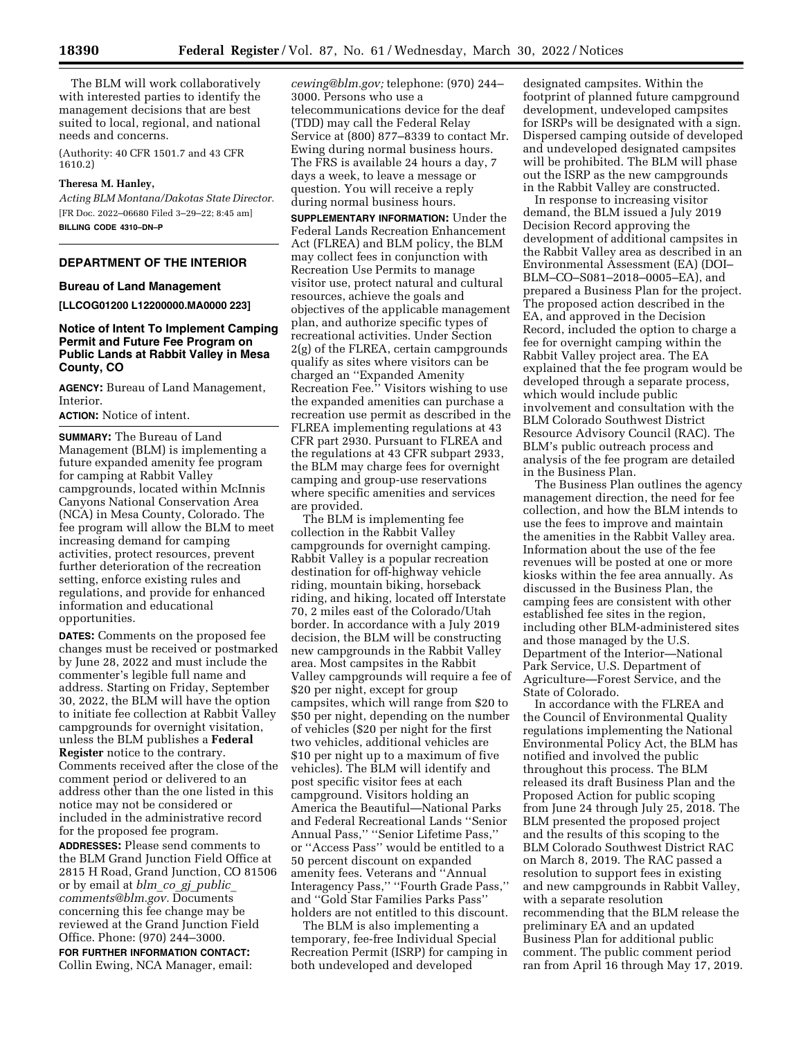The BLM will work collaboratively with interested parties to identify the management decisions that are best suited to local, regional, and national needs and concerns.

(Authority: 40 CFR 1501.7 and 43 CFR 1610.2)

**Theresa M. Hanley,**

*Acting BLM Montana/Dakotas State Director.*

[FR Doc. 2022–06680 Filed 3–29–22; 8:45 am]

**BILLING CODE 4310–DN–P**

---

## DEPARTMENT OF THE INTERIOR

### Bureau of Land Management

**[LLCOG01200 L12200000.MA0000 223]**

### Notice of Intent To Implement Camping Permit and Future Fee Program on Public Lands at Rabbit Valley in Mesa County, CO

**AGENCY:** Bureau of Land Management, Interior.

**ACTION:** Notice of intent.

**SUMMARY:** The Bureau of Land Management (BLM) is implementing a future expanded amenity fee program for camping at Rabbit Valley campgrounds, located within McInnis Canyons National Conservation Area (NCA) in Mesa County, Colorado. The fee program will allow the BLM to meet increasing demand for camping activities, protect resources, prevent further deterioration of the recreation setting, enforce existing rules and regulations, and provide for enhanced information and educational opportunities.

**DATES:** Comments on the proposed fee changes must be received or postmarked by June 28, 2022 and must include the commenter's legible full name and address. Starting on Friday, September 30, 2022, the BLM will have the option to initiate fee collection at Rabbit Valley campgrounds for overnight visitation, unless the BLM publishes a **Federal Register** notice to the contrary. Comments received after the close of the comment period or delivered to an address other than the one listed in this notice may not be considered or included in the administrative record for the proposed fee program.

**ADDRESSES:** Please send comments to the BLM Grand Junction Field Office at 2815 H Road, Grand Junction, CO 81506 or by email at *blm_co_gj_public_comments@blm.gov*. Documents concerning this fee change may be reviewed at the Grand Junction Field Office. Phone: (970) 244–3000.

**FOR FURTHER INFORMATION CONTACT:** Collin Ewing, NCA Manager, email: *cewing@blm.gov;* telephone: (970) 244–3000. Persons who use a telecommunications device for the deaf (TDD) may call the Federal Relay Service at (800) 877–8339 to contact Mr. Ewing during normal business hours. The FRS is available 24 hours a day, 7 days a week, to leave a message or question. You will receive a reply during normal business hours.

**SUPPLEMENTARY INFORMATION:** Under the Federal Lands Recreation Enhancement Act (FLREA) and BLM policy, the BLM may collect fees in conjunction with Recreation Use Permits to manage visitor use, protect natural and cultural resources, achieve the goals and objectives of the applicable management plan, and authorize specific types of recreational activities. Under Section 2(g) of the FLREA, certain campgrounds qualify as sites where visitors can be charged an "Expanded Amenity Recreation Fee." Visitors wishing to use the expanded amenities can purchase a recreation use permit as described in the FLREA implementing regulations at 43 CFR part 2930. Pursuant to FLREA and the regulations at 43 CFR subpart 2933, the BLM may charge fees for overnight camping and group-use reservations where specific amenities and services are provided.

The BLM is implementing fee collection in the Rabbit Valley campgrounds for overnight camping. Rabbit Valley is a popular recreation destination for off-highway vehicle riding, mountain biking, horseback riding, and hiking, located off Interstate 70, 2 miles east of the Colorado/Utah border. In accordance with a July 2019 decision, the BLM will be constructing new campgrounds in the Rabbit Valley area. Most campsites in the Rabbit Valley campgrounds will require a fee of $20 per night, except for group campsites, which will range from $20 to $50 per night, depending on the number of vehicles ($20 per night for the first two vehicles, additional vehicles are $10 per night up to a maximum of five vehicles). The BLM will identify and post specific visitor fees at each campground. Visitors holding an America the Beautiful—National Parks and Federal Recreational Lands "Senior Annual Pass," "Senior Lifetime Pass," or "Access Pass" would be entitled to a 50 percent discount on expanded amenity fees. Veterans and "Annual Interagency Pass," "Fourth Grade Pass," and "Gold Star Families Parks Pass" holders are not entitled to this discount.

The BLM is also implementing a temporary, fee-free Individual Special Recreation Permit (ISRP) for camping in both undeveloped and developed designated campsites. Within the footprint of planned future campground development, undeveloped campsites for ISRPs will be designated with a sign. Dispersed camping outside of developed and undeveloped designated campsites will be prohibited. The BLM will phase out the ISRP as the new campgrounds in the Rabbit Valley are constructed.

In response to increasing visitor demand, the BLM issued a July 2019 Decision Record approving the development of additional campsites in the Rabbit Valley area as described in an Environmental Assessment (EA) (DOI–BLM–CO–S081–2018–0005–EA), and prepared a Business Plan for the project. The proposed action described in the EA, and approved in the Decision Record, included the option to charge a fee for overnight camping within the Rabbit Valley project area. The EA explained that the fee program would be developed through a separate process, which would include public involvement and consultation with the BLM Colorado Southwest District Resource Advisory Council (RAC). The BLM's public outreach process and analysis of the fee program are detailed in the Business Plan.

The Business Plan outlines the agency management direction, the need for fee collection, and how the BLM intends to use the fees to improve and maintain the amenities in the Rabbit Valley area. Information about the use of the fee revenues will be posted at one or more kiosks within the fee area annually. As discussed in the Business Plan, the camping fees are consistent with other established fee sites in the region, including other BLM-administered sites and those managed by the U.S. Department of the Interior—National Park Service, U.S. Department of Agriculture—Forest Service, and the State of Colorado.

In accordance with the FLREA and the Council of Environmental Quality regulations implementing the National Environmental Policy Act, the BLM has notified and involved the public throughout this process. The BLM released its draft Business Plan and the Proposed Action for public scoping from June 24 through July 25, 2018. The BLM presented the proposed project and the results of this scoping to the BLM Colorado Southwest District RAC on March 8, 2019. The RAC passed a resolution to support fees in existing and new campgrounds in Rabbit Valley, with a separate resolution recommending that the BLM release the preliminary EA and an updated Business Plan for additional public comment. The public comment period ran from April 16 through May 17, 2019.